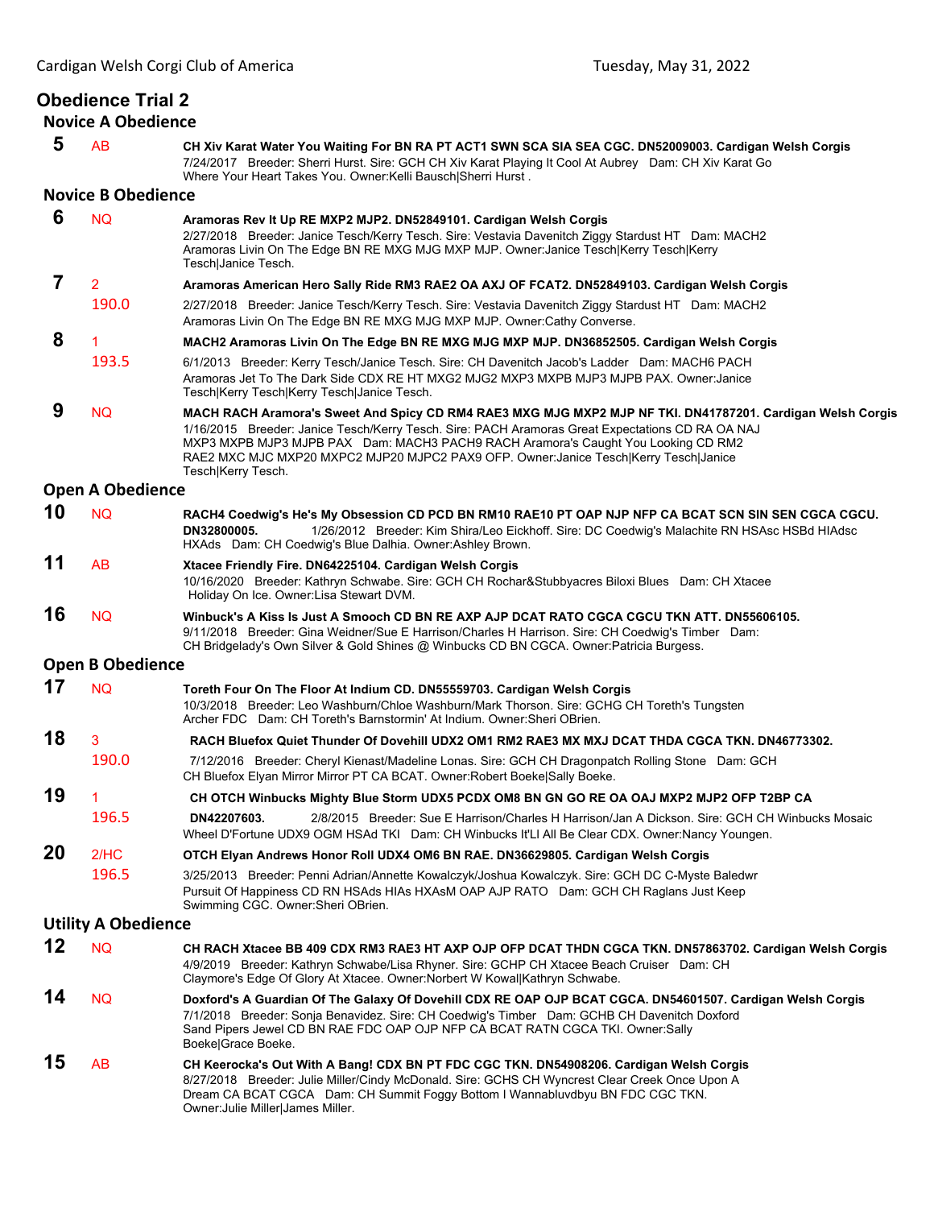## Obedience Trial 2

### Novice A Obedience

**5** AB **CH Xiv Karat Water You Waiting For BN RA PT ACT1 SWN SCA SIA SEA CGC. DN52009003. Cardigan Welsh Corgis**
7/24/2017 Breeder: Sherri Hurst. Sire: GCH CH Xiv Karat Playing It Cool At Aubrey Dam: CH Xiv Karat Go Where Your Heart Takes You. Owner:Kelli Bausch|Sherri Hurst .

### Novice B Obedience

**6** NQ **Aramoras Rev It Up RE MXP2 MJP2. DN52849101. Cardigan Welsh Corgis**
2/27/2018 Breeder: Janice Tesch/Kerry Tesch. Sire: Vestavia Davenitch Ziggy Stardust HT Dam: MACH2 Aramoras Livin On The Edge BN RE MXG MJG MXP MJP. Owner:Janice Tesch|Kerry Tesch|Kerry Tesch|Janice Tesch.

**7** 2 190.0 **Aramoras American Hero Sally Ride RM3 RAE2 OA AXJ OF FCAT2. DN52849103. Cardigan Welsh Corgis**
2/27/2018 Breeder: Janice Tesch/Kerry Tesch. Sire: Vestavia Davenitch Ziggy Stardust HT Dam: MACH2 Aramoras Livin On The Edge BN RE MXG MJG MXP MJP. Owner:Cathy Converse.

**8** 1 193.5 **MACH2 Aramoras Livin On The Edge BN RE MXG MJG MXP MJP. DN36852505. Cardigan Welsh Corgis**
6/1/2013 Breeder: Kerry Tesch/Janice Tesch. Sire: CH Davenitch Jacob's Ladder Dam: MACH6 PACH Aramoras Jet To The Dark Side CDX RE HT MXG2 MJG2 MXP3 MXPB MJP3 MJPB PAX. Owner:Janice Tesch|Kerry Tesch|Kerry Tesch|Janice Tesch.

**9** NQ **MACH RACH Aramora's Sweet And Spicy CD RM4 RAE3 MXG MJG MXP2 MJP NF TKI. DN41787201. Cardigan Welsh Corgis**
1/16/2015 Breeder: Janice Tesch/Kerry Tesch. Sire: PACH Aramoras Great Expectations CD RA OA NAJ MXP3 MXPB MJP3 MJPB PAX Dam: MACH3 PACH9 RACH Aramora's Caught You Looking CD RM2 RAE2 MXC MJC MXP20 MXPC2 MJP20 MJPC2 PAX9 OFP. Owner:Janice Tesch|Kerry Tesch|Janice Tesch|Kerry Tesch.

### Open A Obedience

**10** NQ **RACH4 Coedwig's He's My Obsession CD PCD BN RM10 RAE10 PT OAP NJP NFP CA BCAT SCN SIN SEN CGCA CGCU. DN32800005.** 1/26/2012 Breeder: Kim Shira/Leo Eickhoff. Sire: DC Coedwig's Malachite RN HSAsc HSBd HIAdsc HXAds Dam: CH Coedwig's Blue Dalhia. Owner:Ashley Brown.

**11** AB **Xtacee Friendly Fire. DN64225104. Cardigan Welsh Corgis**
10/16/2020 Breeder: Kathryn Schwabe. Sire: GCH CH Rochar&Stubbyacres Biloxi Blues Dam: CH Xtacee Holiday On Ice. Owner:Lisa Stewart DVM.

**16** NQ **Winbuck's A Kiss Is Just A Smooch CD BN RE AXP AJP DCAT RATO CGCA CGCU TKN ATT. DN55606105.**
9/11/2018 Breeder: Gina Weidner/Sue E Harrison/Charles H Harrison. Sire: CH Coedwig's Timber Dam: CH Bridgelady's Own Silver & Gold Shines @ Winbucks CD BN CGCA. Owner:Patricia Burgess.

### Open B Obedience

**17** NQ **Toreth Four On The Floor At Indium CD. DN55559703. Cardigan Welsh Corgis**
10/3/2018 Breeder: Leo Washburn/Chloe Washburn/Mark Thorson. Sire: GCHG CH Toreth's Tungsten Archer FDC Dam: CH Toreth's Barnstormin' At Indium. Owner:Sheri OBrien.

**18** 3 190.0 **RACH Bluefox Quiet Thunder Of Dovehill UDX2 OM1 RM2 RAE3 MX MXJ DCAT THDA CGCA TKN. DN46773302.**
7/12/2016 Breeder: Cheryl Kienast/Madeline Lonas. Sire: GCH CH Dragonpatch Rolling Stone Dam: GCH CH Bluefox Elyan Mirror Mirror PT CA BCAT. Owner:Robert Boeke|Sally Boeke.

**19** 1 196.5 **CH OTCH Winbucks Mighty Blue Storm UDX5 PCDX OM8 BN GN GO RE OA OAJ MXP2 MJP2 OFP T2BP CA DN42207603.** 2/8/2015 Breeder: Sue E Harrison/Charles H Harrison/Jan A Dickson. Sire: GCH CH Winbucks Mosaic Wheel D'Fortune UDX9 OGM HSAd TKI Dam: CH Winbucks It'Ll All Be Clear CDX. Owner:Nancy Youngen.

**20** 2/HC 196.5 **OTCH Elyan Andrews Honor Roll UDX4 OM6 BN RAE. DN36629805. Cardigan Welsh Corgis**
3/25/2013 Breeder: Penni Adrian/Annette Kowalczyk/Joshua Kowalczyk. Sire: GCH DC C-Myste Baledwr Pursuit Of Happiness CD RN HSAds HIAs HXAsM OAP AJP RATO Dam: GCH CH Raglans Just Keep Swimming CGC. Owner:Sheri OBrien.

### Utility A Obedience

**12** NQ **CH RACH Xtacee BB 409 CDX RM3 RAE3 HT AXP OJP OFP DCAT THDN CGCA TKN. DN57863702. Cardigan Welsh Corgis**
4/9/2019 Breeder: Kathryn Schwabe/Lisa Rhyner. Sire: GCHP CH Xtacee Beach Cruiser Dam: CH Claymore's Edge Of Glory At Xtacee. Owner:Norbert W Kowal|Kathryn Schwabe.

**14** NQ **Doxford's A Guardian Of The Galaxy Of Dovehill CDX RE OAP OJP BCAT CGCA. DN54601507. Cardigan Welsh Corgis**
7/1/2018 Breeder: Sonja Benavidez. Sire: CH Coedwig's Timber Dam: GCHB CH Davenitch Doxford Sand Pipers Jewel CD BN RAE FDC OAP OJP NFP CA BCAT RATN CGCA TKI. Owner:Sally Boeke|Grace Boeke.

**15** AB **CH Keerocka's Out With A Bang! CDX BN PT FDC CGC TKN. DN54908206. Cardigan Welsh Corgis**
8/27/2018 Breeder: Julie Miller/Cindy McDonald. Sire: GCHS CH Wyncrest Clear Creek Once Upon A Dream CA BCAT CGCA Dam: CH Summit Foggy Bottom I Wannabluvdbyu BN FDC CGC TKN. Owner:Julie Miller|James Miller.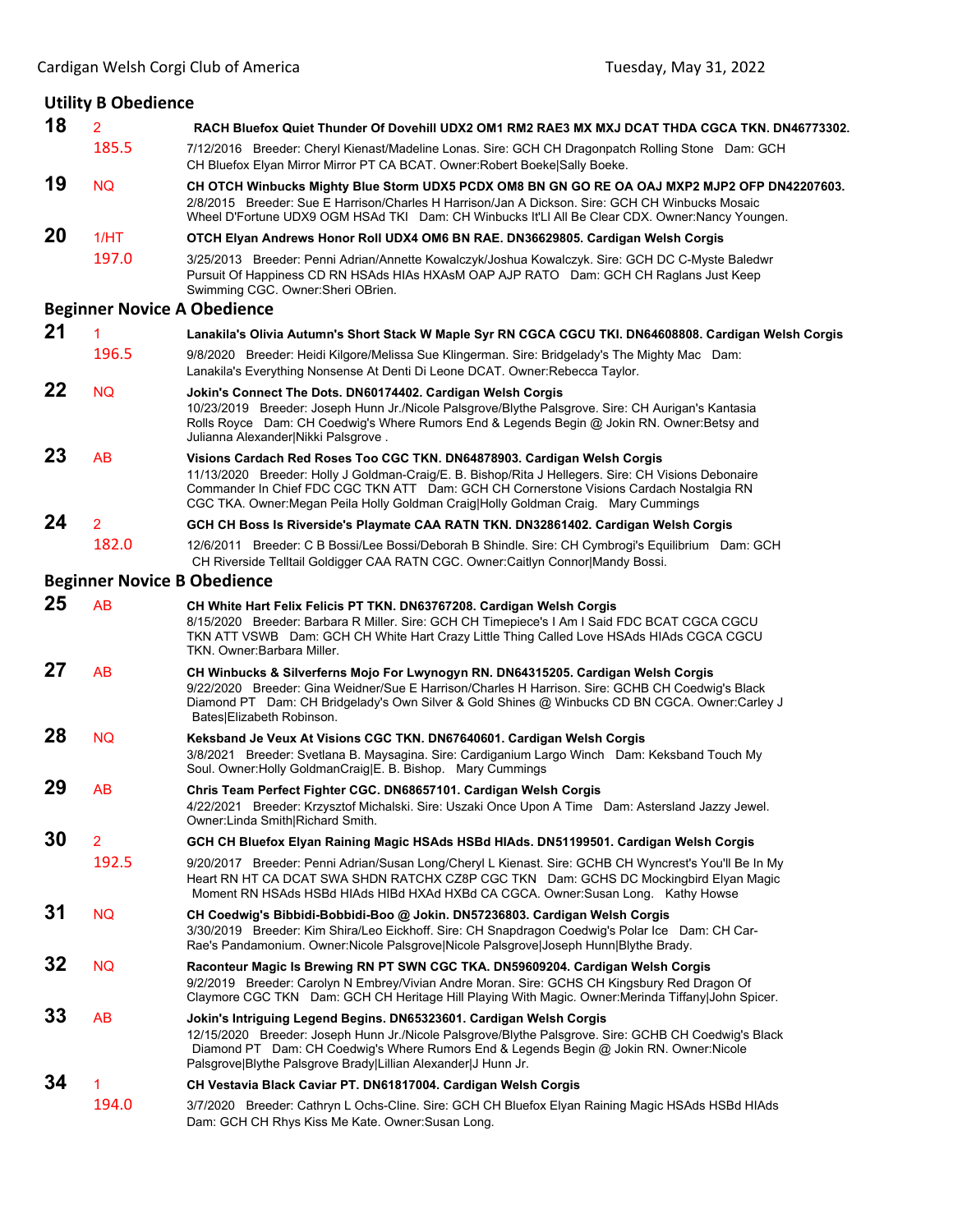## Utility B Obedience

**18** 2 **RACH Bluefox Quiet Thunder Of Dovehill UDX2 OM1 RM2 RAE3 MX MXJ DCAT THDA CGCA TKN. DN46773302.**
185.5 7/12/2016 Breeder: Cheryl Kienast/Madeline Lonas. Sire: GCH CH Dragonpatch Rolling Stone Dam: GCH CH Bluefox Elyan Mirror Mirror PT CA BCAT. Owner:Robert Boeke|Sally Boeke.

**19** NQ **CH OTCH Winbucks Mighty Blue Storm UDX5 PCDX OM8 BN GN GO RE OA OAJ MXP2 MJP2 OFP DN42207603.**
2/8/2015 Breeder: Sue E Harrison/Charles H Harrison/Jan A Dickson. Sire: GCH CH Winbucks Mosaic Wheel D'Fortune UDX9 OGM HSAd TKI Dam: CH Winbucks It'Ll All Be Clear CDX. Owner:Nancy Youngen.

**20** 1/HT **OTCH Elyan Andrews Honor Roll UDX4 OM6 BN RAE. DN36629805. Cardigan Welsh Corgis**
197.0 3/25/2013 Breeder: Penni Adrian/Annette Kowalczyk/Joshua Kowalczyk. Sire: GCH DC C-Myste Baledwr Pursuit Of Happiness CD RN HSAds HIAs HXAsM OAP AJP RATO Dam: GCH CH Raglans Just Keep Swimming CGC. Owner:Sheri OBrien.

## Beginner Novice A Obedience

**21** 1 **Lanakila's Olivia Autumn's Short Stack W Maple Syr RN CGCA CGCU TKI. DN64608808. Cardigan Welsh Corgis**
196.5 9/8/2020 Breeder: Heidi Kilgore/Melissa Sue Klingerman. Sire: Bridgelady's The Mighty Mac Dam: Lanakila's Everything Nonsense At Denti Di Leone DCAT. Owner:Rebecca Taylor.

**22** NQ **Jokin's Connect The Dots. DN60174402. Cardigan Welsh Corgis**
10/23/2019 Breeder: Joseph Hunn Jr./Nicole Palsgrove/Blythe Palsgrove. Sire: CH Aurigan's Kantasia Rolls Royce Dam: CH Coedwig's Where Rumors End & Legends Begin @ Jokin RN. Owner:Betsy and Julianna Alexander|Nikki Palsgrove .

**23** AB **Visions Cardach Red Roses Too CGC TKN. DN64878903. Cardigan Welsh Corgis**
11/13/2020 Breeder: Holly J Goldman-Craig/E. B. Bishop/Rita J Hellegers. Sire: CH Visions Debonaire Commander In Chief FDC CGC TKN ATT Dam: GCH CH Cornerstone Visions Cardach Nostalgia RN CGC TKA. Owner:Megan Peila Holly Goldman Craig|Holly Goldman Craig. Mary Cummings

**24** 2 **GCH CH Boss Is Riverside's Playmate CAA RATN TKN. DN32861402. Cardigan Welsh Corgis**
182.0 12/6/2011 Breeder: C B Bossi/Lee Bossi/Deborah B Shindle. Sire: CH Cymbrogi's Equilibrium Dam: GCH CH Riverside Telltail Goldigger CAA RATN CGC. Owner:Caitlyn Connor|Mandy Bossi.

## Beginner Novice B Obedience

**25** AB **CH White Hart Felix Felicis PT TKN. DN63767208. Cardigan Welsh Corgis**
8/15/2020 Breeder: Barbara R Miller. Sire: GCH CH Timepiece's I Am I Said FDC BCAT CGCA CGCU TKN ATT VSWB Dam: GCH CH White Hart Crazy Little Thing Called Love HSAds HIAds CGCA CGCU TKN. Owner:Barbara Miller.

**27** AB **CH Winbucks & Silverferns Mojo For Lwynogyn RN. DN64315205. Cardigan Welsh Corgis**
9/22/2020 Breeder: Gina Weidner/Sue E Harrison/Charles H Harrison. Sire: GCHB CH Coedwig's Black Diamond PT Dam: CH Bridgelady's Own Silver & Gold Shines @ Winbucks CD BN CGCA. Owner:Carley J Bates|Elizabeth Robinson.

**28** NQ **Keksband Je Veux At Visions CGC TKN. DN67640601. Cardigan Welsh Corgis**
3/8/2021 Breeder: Svetlana B. Maysagina. Sire: Cardiganium Largo Winch Dam: Keksband Touch My Soul. Owner:Holly GoldmanCraig|E. B. Bishop. Mary Cummings

**29** AB **Chris Team Perfect Fighter CGC. DN68657101. Cardigan Welsh Corgis**
4/22/2021 Breeder: Krzysztof Michalski. Sire: Uszaki Once Upon A Time Dam: Astersland Jazzy Jewel. Owner:Linda Smith|Richard Smith.

**30** 2 **GCH CH Bluefox Elyan Raining Magic HSAds HSBd HIAds. DN51199501. Cardigan Welsh Corgis**
192.5 9/20/2017 Breeder: Penni Adrian/Susan Long/Cheryl L Kienast. Sire: GCHB CH Wyncrest's You'll Be In My Heart RN HT CA DCAT SWA SHDN RATCHX CZ8P CGC TKN Dam: GCHS DC Mockingbird Elyan Magic Moment RN HSAds HSBd HIAds HIBd HXAd HXBd CA CGCA. Owner:Susan Long. Kathy Howse

**31** NQ **CH Coedwig's Bibbidi-Bobbidi-Boo @ Jokin. DN57236803. Cardigan Welsh Corgis**
3/30/2019 Breeder: Kim Shira/Leo Eickhoff. Sire: CH Snapdragon Coedwig's Polar Ice Dam: CH Car-Rae's Pandamonium. Owner:Nicole Palsgrove|Nicole Palsgrove|Joseph Hunn|Blythe Brady.

**32** NQ **Raconteur Magic Is Brewing RN PT SWN CGC TKA. DN59609204. Cardigan Welsh Corgis**
9/2/2019 Breeder: Carolyn N Embrey/Vivian Andre Moran. Sire: GCHS CH Kingsbury Red Dragon Of Claymore CGC TKN Dam: GCH CH Heritage Hill Playing With Magic. Owner:Merinda Tiffany|John Spicer.

**33** AB **Jokin's Intriguing Legend Begins. DN65323601. Cardigan Welsh Corgis**
12/15/2020 Breeder: Joseph Hunn Jr./Nicole Palsgrove/Blythe Palsgrove. Sire: GCHB CH Coedwig's Black Diamond PT Dam: CH Coedwig's Where Rumors End & Legends Begin @ Jokin RN. Owner:Nicole Palsgrove|Blythe Palsgrove Brady|Lillian Alexander|J Hunn Jr.

**34** 1 **CH Vestavia Black Caviar PT. DN61817004. Cardigan Welsh Corgis**
194.0 3/7/2020 Breeder: Cathryn L Ochs-Cline. Sire: GCH CH Bluefox Elyan Raining Magic HSAds HSBd HIAds Dam: GCH CH Rhys Kiss Me Kate. Owner:Susan Long.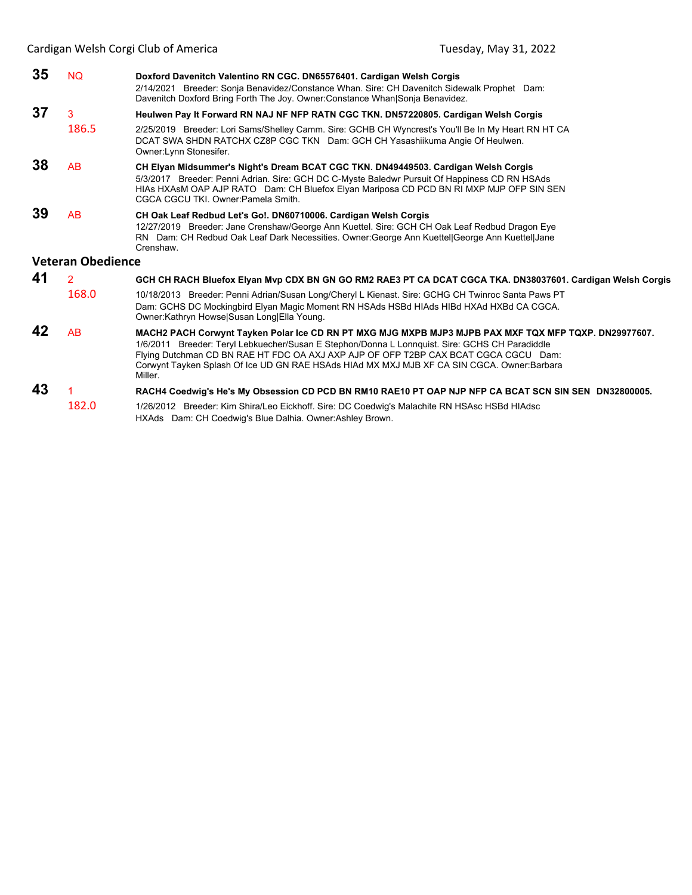**35** NQ **Doxford Davenitch Valentino RN CGC. DN65576401. Cardigan Welsh Corgis**
2/14/2021 Breeder: Sonja Benavidez/Constance Whan. Sire: CH Davenitch Sidewalk Prophet Dam: Davenitch Doxford Bring Forth The Joy. Owner:Constance Whan|Sonja Benavidez.

**37** 3 186.5 **Heulwen Pay It Forward RN NAJ NF NFP RATN CGC TKN. DN57220805. Cardigan Welsh Corgis**
2/25/2019 Breeder: Lori Sams/Shelley Camm. Sire: GCHB CH Wyncrest's You'll Be In My Heart RN HT CA DCAT SWA SHDN RATCHX CZ8P CGC TKN Dam: GCH CH Yasashiikuma Angie Of Heulwen. Owner:Lynn Stonesifer.

**38** AB **CH Elyan Midsummer's Night's Dream BCAT CGC TKN. DN49449503. Cardigan Welsh Corgis**
5/3/2017 Breeder: Penni Adrian. Sire: GCH DC C-Myste Baledwr Pursuit Of Happiness CD RN HSAds HIAs HXAsM OAP AJP RATO Dam: CH Bluefox Elyan Mariposa CD PCD BN RI MXP MJP OFP SIN SEN CGCA CGCU TKI. Owner:Pamela Smith.

**39** AB **CH Oak Leaf Redbud Let's Go!. DN60710006. Cardigan Welsh Corgis**
12/27/2019 Breeder: Jane Crenshaw/George Ann Kuettel. Sire: GCH CH Oak Leaf Redbud Dragon Eye RN Dam: CH Redbud Oak Leaf Dark Necessities. Owner:George Ann Kuettel|George Ann Kuettel|Jane Crenshaw.

## Veteran Obedience

**41** 2 168.0 **GCH CH RACH Bluefox Elyan Mvp CDX BN GN GO RM2 RAE3 PT CA DCAT CGCA TKA. DN38037601. Cardigan Welsh Corgis**
10/18/2013 Breeder: Penni Adrian/Susan Long/Cheryl L Kienast. Sire: GCHG CH Twinroc Santa Paws PT Dam: GCHS DC Mockingbird Elyan Magic Moment RN HSAds HSBd HIAds HIBd HXAd HXBd CA CGCA. Owner:Kathryn Howse|Susan Long|Ella Young.

**42** AB **MACH2 PACH Corwynt Tayken Polar Ice CD RN PT MXG MJG MXPB MJP3 MJPB PAX MXF TQX MFP TQXP. DN29977607.**
1/6/2011 Breeder: Teryl Lebkuecher/Susan E Stephon/Donna L Lonnquist. Sire: GCHS CH Paradiddle Flying Dutchman CD BN RAE HT FDC OA AXJ AXP AJP OF OFP T2BP CAX BCAT CGCA CGCU Dam: Corwynt Tayken Splash Of Ice UD GN RAE HSAds HIAd MX MXJ MJB XF CA SIN CGCA. Owner:Barbara Miller.

**43** 1 182.0 **RACH4 Coedwig's He's My Obsession CD PCD BN RM10 RAE10 PT OAP NJP NFP CA BCAT SCN SIN SEN DN32800005.**
1/26/2012 Breeder: Kim Shira/Leo Eickhoff. Sire: DC Coedwig's Malachite RN HSAsc HSBd HIAdsc HXAds Dam: CH Coedwig's Blue Dalhia. Owner:Ashley Brown.